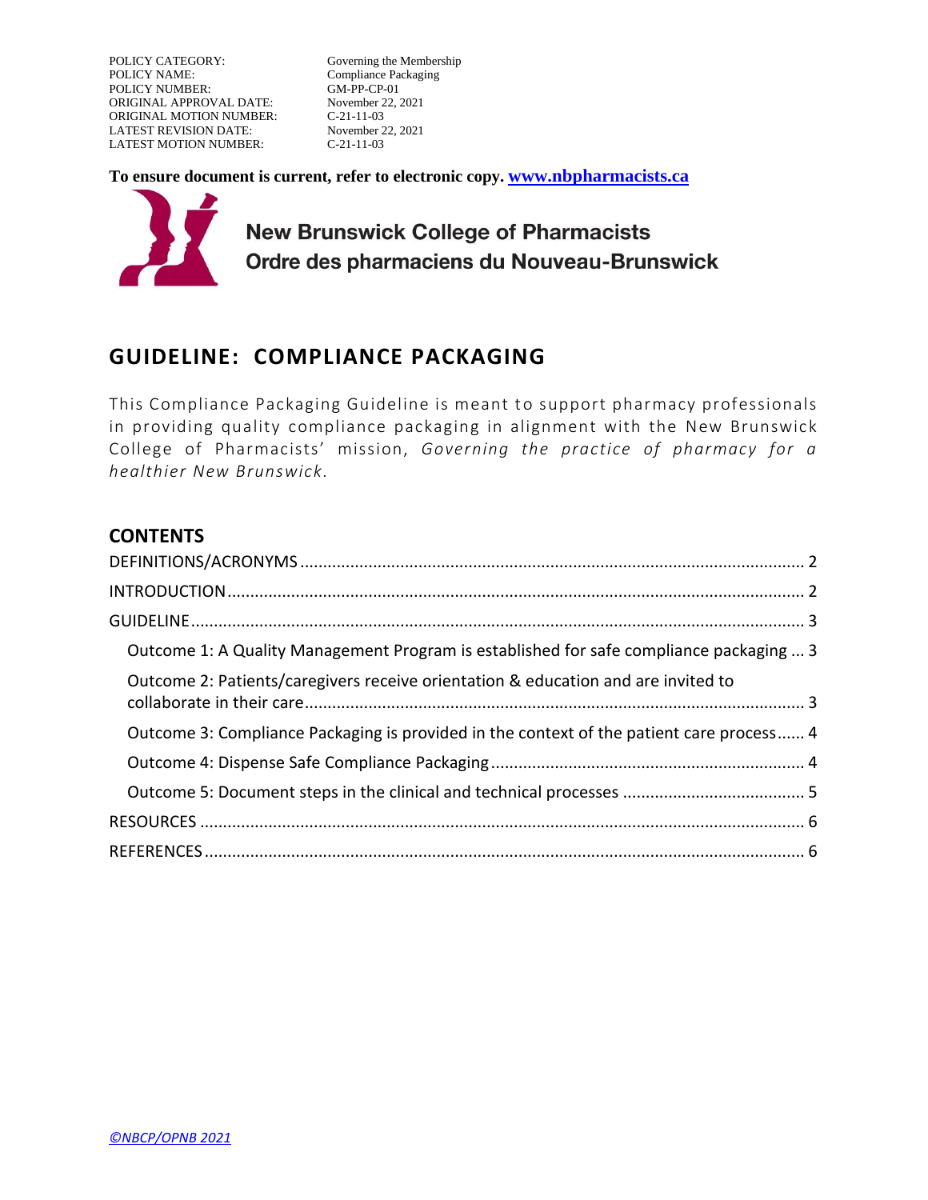| | |
|---|---|
| POLICY CATEGORY: | Governing the Membership |
| POLICY NAME: | Compliance Packaging |
| POLICY NUMBER: | GM-PP-CP-01 |
| ORIGINAL APPROVAL DATE: | November 22, 2021 |
| ORIGINAL MOTION NUMBER: | C-21-11-03 |
| LATEST REVISION DATE: | November 22, 2021 |
| LATEST MOTION NUMBER: | C-21-11-03 |

**To ensure document is current, refer to electronic copy. www.nbpharmacists.ca**

**New Brunswick College of Pharmacists**
**Ordre des pharmaciens du Nouveau-Brunswick**

# GUIDELINE: COMPLIANCE PACKAGING

This Compliance Packaging Guideline is meant to support pharmacy professionals in providing quality compliance packaging in alignment with the New Brunswick College of Pharmacists' mission, *Governing the practice of pharmacy for a healthier New Brunswick*.

## CONTENTS

- DEFINITIONS/ACRONYMS ... 2
- INTRODUCTION ... 2
- GUIDELINE ... 3
  - Outcome 1: A Quality Management Program is established for safe compliance packaging ... 3
  - Outcome 2: Patients/caregivers receive orientation & education and are invited to collaborate in their care ... 3
  - Outcome 3: Compliance Packaging is provided in the context of the patient care process ... 4
  - Outcome 4: Dispense Safe Compliance Packaging ... 4
  - Outcome 5: Document steps in the clinical and technical processes ... 5
- RESOURCES ... 6
- REFERENCES ... 6

*©NBCP/OPNB 2021*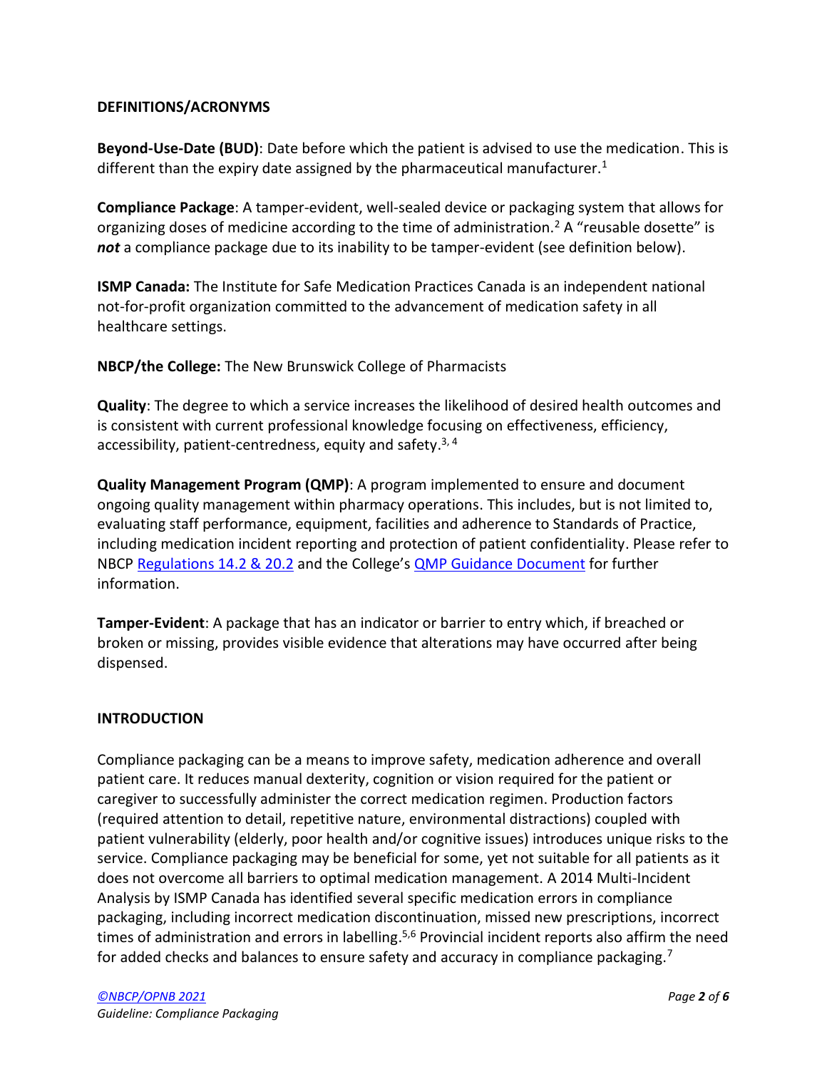## DEFINITIONS/ACRONYMS

**Beyond-Use-Date (BUD)**: Date before which the patient is advised to use the medication. This is different than the expiry date assigned by the pharmaceutical manufacturer.[1]

**Compliance Package**: A tamper-evident, well-sealed device or packaging system that allows for organizing doses of medicine according to the time of administration.[2] A "reusable dosette" is ***not*** a compliance package due to its inability to be tamper-evident (see definition below).

**ISMP Canada:** The Institute for Safe Medication Practices Canada is an independent national not-for-profit organization committed to the advancement of medication safety in all healthcare settings.

**NBCP/the College:** The New Brunswick College of Pharmacists

**Quality**: The degree to which a service increases the likelihood of desired health outcomes and is consistent with current professional knowledge focusing on effectiveness, efficiency, accessibility, patient-centredness, equity and safety.[3, 4]

**Quality Management Program (QMP)**: A program implemented to ensure and document ongoing quality management within pharmacy operations. This includes, but is not limited to, evaluating staff performance, equipment, facilities and adherence to Standards of Practice, including medication incident reporting and protection of patient confidentiality. Please refer to NBCP Regulations 14.2 & 20.2 and the College's QMP Guidance Document for further information.

**Tamper-Evident**: A package that has an indicator or barrier to entry which, if breached or broken or missing, provides visible evidence that alterations may have occurred after being dispensed.

## INTRODUCTION

Compliance packaging can be a means to improve safety, medication adherence and overall patient care. It reduces manual dexterity, cognition or vision required for the patient or caregiver to successfully administer the correct medication regimen. Production factors (required attention to detail, repetitive nature, environmental distractions) coupled with patient vulnerability (elderly, poor health and/or cognitive issues) introduces unique risks to the service. Compliance packaging may be beneficial for some, yet not suitable for all patients as it does not overcome all barriers to optimal medication management. A 2014 Multi-Incident Analysis by ISMP Canada has identified several specific medication errors in compliance packaging, including incorrect medication discontinuation, missed new prescriptions, incorrect times of administration and errors in labelling.[5,6] Provincial incident reports also affirm the need for added checks and balances to ensure safety and accuracy in compliance packaging.[7]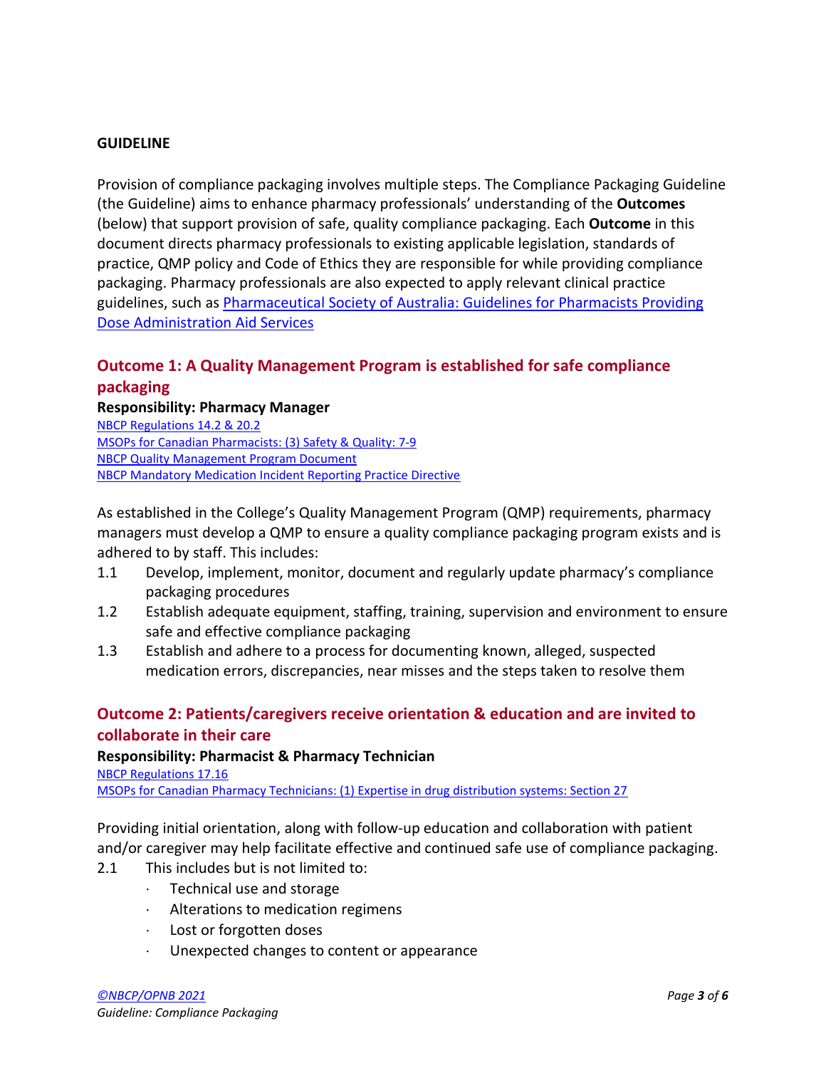**GUIDELINE**

Provision of compliance packaging involves multiple steps. The Compliance Packaging Guideline (the Guideline) aims to enhance pharmacy professionals' understanding of the **Outcomes** (below) that support provision of safe, quality compliance packaging. Each **Outcome** in this document directs pharmacy professionals to existing applicable legislation, standards of practice, QMP policy and Code of Ethics they are responsible for while providing compliance packaging. Pharmacy professionals are also expected to apply relevant clinical practice guidelines, such as [Pharmaceutical Society of Australia: Guidelines for Pharmacists Providing Dose Administration Aid Services]

## Outcome 1: A Quality Management Program is established for safe compliance packaging

**Responsibility: Pharmacy Manager**

NBCP Regulations 14.2 & 20.2
MSOPs for Canadian Pharmacists: (3) Safety & Quality: 7-9
NBCP Quality Management Program Document
NBCP Mandatory Medication Incident Reporting Practice Directive

As established in the College's Quality Management Program (QMP) requirements, pharmacy managers must develop a QMP to ensure a quality compliance packaging program exists and is adhered to by staff. This includes:

1.1 Develop, implement, monitor, document and regularly update pharmacy's compliance packaging procedures

1.2 Establish adequate equipment, staffing, training, supervision and environment to ensure safe and effective compliance packaging

1.3 Establish and adhere to a process for documenting known, alleged, suspected medication errors, discrepancies, near misses and the steps taken to resolve them

## Outcome 2: Patients/caregivers receive orientation & education and are invited to collaborate in their care

**Responsibility: Pharmacist & Pharmacy Technician**

NBCP Regulations 17.16
MSOPs for Canadian Pharmacy Technicians: (1) Expertise in drug distribution systems: Section 27

Providing initial orientation, along with follow-up education and collaboration with patient and/or caregiver may help facilitate effective and continued safe use of compliance packaging.

2.1 This includes but is not limited to:

- Technical use and storage
- Alterations to medication regimens
- Lost or forgotten doses
- Unexpected changes to content or appearance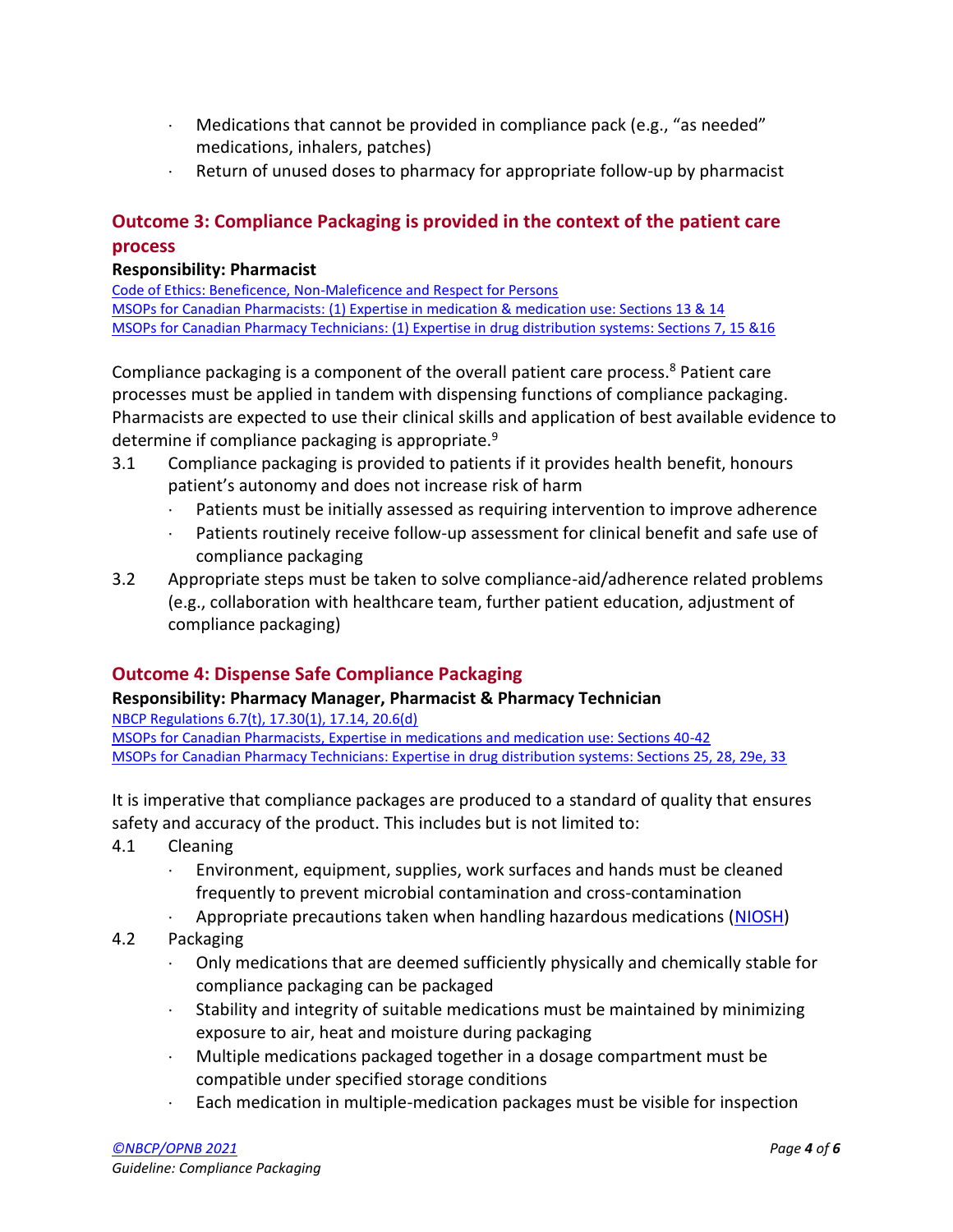- Medications that cannot be provided in compliance pack (e.g., "as needed" medications, inhalers, patches)
- Return of unused doses to pharmacy for appropriate follow-up by pharmacist

## Outcome 3: Compliance Packaging is provided in the context of the patient care process

**Responsibility: Pharmacist**

Code of Ethics: Beneficence, Non-Maleficence and Respect for Persons
MSOPs for Canadian Pharmacists: (1) Expertise in medication & medication use: Sections 13 & 14
MSOPs for Canadian Pharmacy Technicians: (1) Expertise in drug distribution systems: Sections 7, 15 &16

Compliance packaging is a component of the overall patient care process.[8] Patient care processes must be applied in tandem with dispensing functions of compliance packaging. Pharmacists are expected to use their clinical skills and application of best available evidence to determine if compliance packaging is appropriate.[9]

3.1 Compliance packaging is provided to patients if it provides health benefit, honours patient's autonomy and does not increase risk of harm
- Patients must be initially assessed as requiring intervention to improve adherence
- Patients routinely receive follow-up assessment for clinical benefit and safe use of compliance packaging

3.2 Appropriate steps must be taken to solve compliance-aid/adherence related problems (e.g., collaboration with healthcare team, further patient education, adjustment of compliance packaging)

## Outcome 4: Dispense Safe Compliance Packaging

**Responsibility: Pharmacy Manager, Pharmacist & Pharmacy Technician**

NBCP Regulations 6.7(t), 17.30(1), 17.14, 20.6(d)
MSOPs for Canadian Pharmacists, Expertise in medications and medication use: Sections 40-42
MSOPs for Canadian Pharmacy Technicians: Expertise in drug distribution systems: Sections 25, 28, 29e, 33

It is imperative that compliance packages are produced to a standard of quality that ensures safety and accuracy of the product. This includes but is not limited to:

4.1 Cleaning
- Environment, equipment, supplies, work surfaces and hands must be cleaned frequently to prevent microbial contamination and cross-contamination
- Appropriate precautions taken when handling hazardous medications (NIOSH)

4.2 Packaging
- Only medications that are deemed sufficiently physically and chemically stable for compliance packaging can be packaged
- Stability and integrity of suitable medications must be maintained by minimizing exposure to air, heat and moisture during packaging
- Multiple medications packaged together in a dosage compartment must be compatible under specified storage conditions
- Each medication in multiple-medication packages must be visible for inspection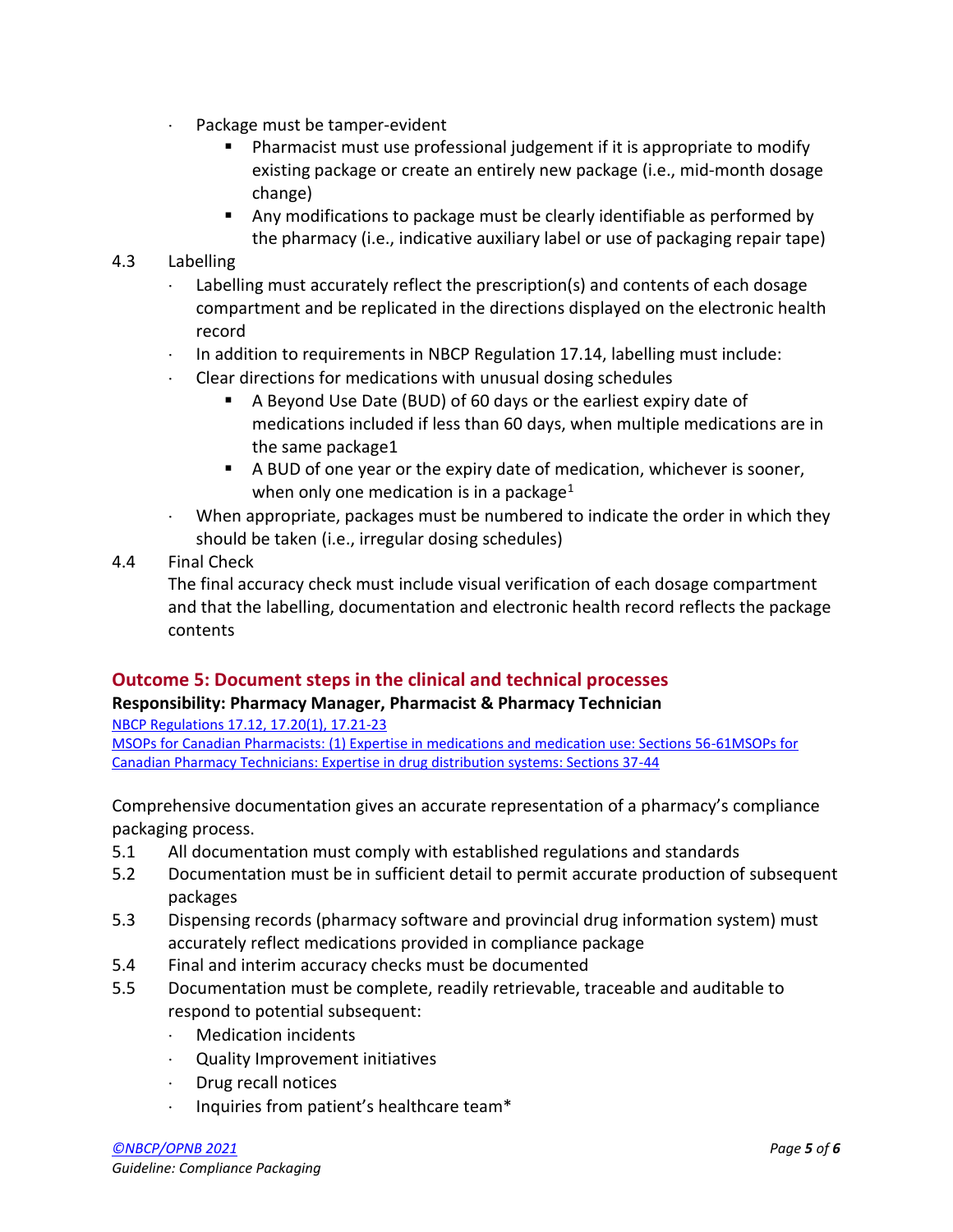- Package must be tamper-evident
  - Pharmacist must use professional judgement if it is appropriate to modify existing package or create an entirely new package (i.e., mid-month dosage change)
  - Any modifications to package must be clearly identifiable as performed by the pharmacy (i.e., indicative auxiliary label or use of packaging repair tape)

4.3 Labelling

- Labelling must accurately reflect the prescription(s) and contents of each dosage compartment and be replicated in the directions displayed on the electronic health record
- In addition to requirements in NBCP Regulation 17.14, labelling must include:
- Clear directions for medications with unusual dosing schedules
  - A Beyond Use Date (BUD) of 60 days or the earliest expiry date of medications included if less than 60 days, when multiple medications are in the same package1
  - A BUD of one year or the expiry date of medication, whichever is sooner, when only one medication is in a package[1]
- When appropriate, packages must be numbered to indicate the order in which they should be taken (i.e., irregular dosing schedules)

4.4 Final Check

The final accuracy check must include visual verification of each dosage compartment and that the labelling, documentation and electronic health record reflects the package contents

## Outcome 5: Document steps in the clinical and technical processes

**Responsibility: Pharmacy Manager, Pharmacist & Pharmacy Technician**

NBCP Regulations 17.12, 17.20(1), 17.21-23
MSOPs for Canadian Pharmacists: (1) Expertise in medications and medication use: Sections 56-61MSOPs for Canadian Pharmacy Technicians: Expertise in drug distribution systems: Sections 37-44

Comprehensive documentation gives an accurate representation of a pharmacy's compliance packaging process.

5.1 All documentation must comply with established regulations and standards

5.2 Documentation must be in sufficient detail to permit accurate production of subsequent packages

5.3 Dispensing records (pharmacy software and provincial drug information system) must accurately reflect medications provided in compliance package

5.4 Final and interim accuracy checks must be documented

5.5 Documentation must be complete, readily retrievable, traceable and auditable to respond to potential subsequent:

- Medication incidents
- Quality Improvement initiatives
- Drug recall notices
- Inquiries from patient's healthcare team*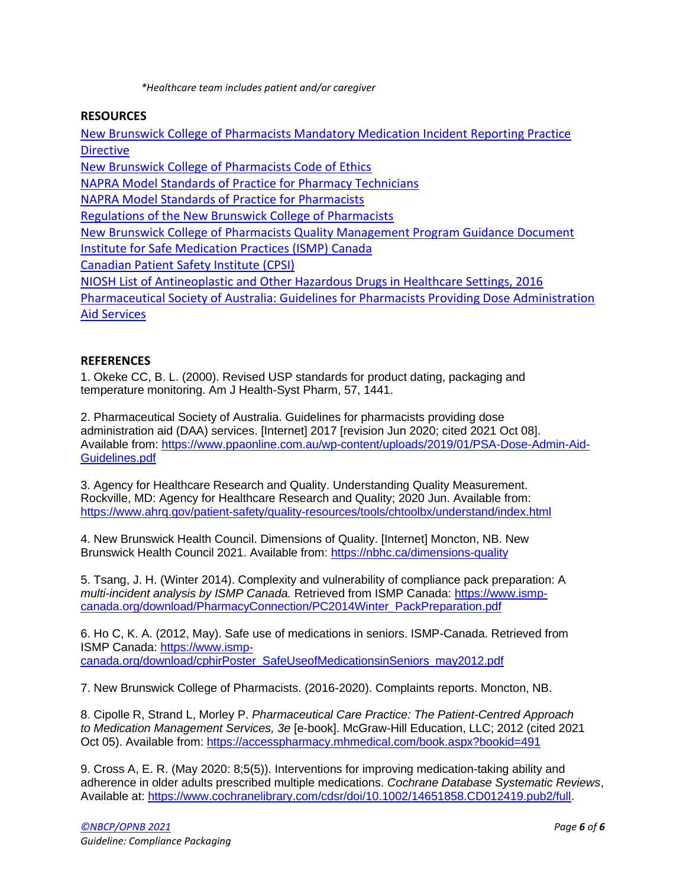*\*Healthcare team includes patient and/or caregiver*

**RESOURCES**

New Brunswick College of Pharmacists Mandatory Medication Incident Reporting Practice Directive
New Brunswick College of Pharmacists Code of Ethics
NAPRA Model Standards of Practice for Pharmacy Technicians
NAPRA Model Standards of Practice for Pharmacists
Regulations of the New Brunswick College of Pharmacists
New Brunswick College of Pharmacists Quality Management Program Guidance Document
Institute for Safe Medication Practices (ISMP) Canada
Canadian Patient Safety Institute (CPSI)
NIOSH List of Antineoplastic and Other Hazardous Drugs in Healthcare Settings, 2016
Pharmaceutical Society of Australia: Guidelines for Pharmacists Providing Dose Administration Aid Services

**REFERENCES**

1. Okeke CC, B. L. (2000). Revised USP standards for product dating, packaging and temperature monitoring. Am J Health-Syst Pharm, 57, 1441.

2. Pharmaceutical Society of Australia. Guidelines for pharmacists providing dose administration aid (DAA) services. [Internet] 2017 [revision Jun 2020; cited 2021 Oct 08]. Available from: https://www.ppaonline.com.au/wp-content/uploads/2019/01/PSA-Dose-Admin-Aid-Guidelines.pdf

3. Agency for Healthcare Research and Quality. Understanding Quality Measurement. Rockville, MD: Agency for Healthcare Research and Quality; 2020 Jun. Available from: https://www.ahrq.gov/patient-safety/quality-resources/tools/chtoolbx/understand/index.html

4. New Brunswick Health Council. Dimensions of Quality. [Internet] Moncton, NB. New Brunswick Health Council 2021. Available from: https://nbhc.ca/dimensions-quality

5. Tsang, J. H. (Winter 2014). Complexity and vulnerability of compliance pack preparation: A *multi-incident analysis by ISMP Canada.* Retrieved from ISMP Canada: https://www.ismp-canada.org/download/PharmacyConnection/PC2014Winter_PackPreparation.pdf

6. Ho C, K. A. (2012, May). Safe use of medications in seniors. ISMP-Canada. Retrieved from ISMP Canada: https://www.ismp-canada.org/download/cphirPoster_SafeUseofMedicationsinSeniors_may2012.pdf

7. New Brunswick College of Pharmacists. (2016-2020). Complaints reports. Moncton, NB.

8. Cipolle R, Strand L, Morley P. *Pharmaceutical Care Practice: The Patient-Centred Approach to Medication Management Services, 3e* [e-book]. McGraw-Hill Education, LLC; 2012 (cited 2021 Oct 05). Available from: https://accesspharmacy.mhmedical.com/book.aspx?bookid=491

9. Cross A, E. R. (May 2020: 8;5(5)). Interventions for improving medication-taking ability and adherence in older adults prescribed multiple medications. *Cochrane Database Systematic Reviews*, Available at: https://www.cochranelibrary.com/cdsr/doi/10.1002/14651858.CD012419.pub2/full.